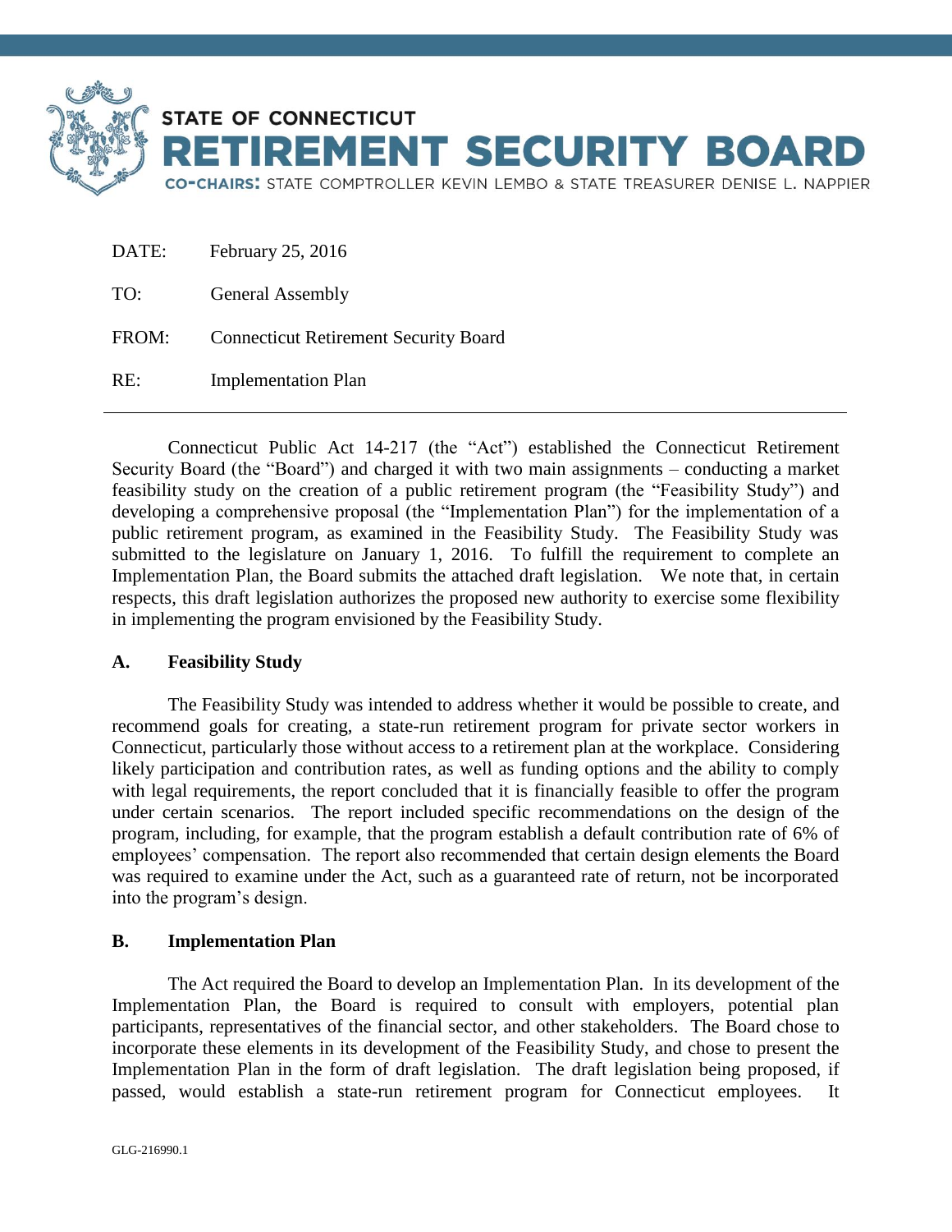# STATE OF CONNECTICUT RETIREMENT SECURITY BOARD

**CO-CHAIRS:** STATE COMPTROLLER KEVIN LEMBO & STATE TREASURER DENISE L. NAPPIER

DATE: February 25, 2016

TO: General Assembly

FROM: Connecticut Retirement Security Board

RE: Implementation Plan

---

Connecticut Public Act 14-217 (the "Act") established the Connecticut Retirement Security Board (the "Board") and charged it with two main assignments – conducting a market feasibility study on the creation of a public retirement program (the "Feasibility Study") and developing a comprehensive proposal (the "Implementation Plan") for the implementation of a public retirement program, as examined in the Feasibility Study. The Feasibility Study was submitted to the legislature on January 1, 2016. To fulfill the requirement to complete an Implementation Plan, the Board submits the attached draft legislation. We note that, in certain respects, this draft legislation authorizes the proposed new authority to exercise some flexibility in implementing the program envisioned by the Feasibility Study.

## A. Feasibility Study

The Feasibility Study was intended to address whether it would be possible to create, and recommend goals for creating, a state-run retirement program for private sector workers in Connecticut, particularly those without access to a retirement plan at the workplace. Considering likely participation and contribution rates, as well as funding options and the ability to comply with legal requirements, the report concluded that it is financially feasible to offer the program under certain scenarios. The report included specific recommendations on the design of the program, including, for example, that the program establish a default contribution rate of 6% of employees' compensation. The report also recommended that certain design elements the Board was required to examine under the Act, such as a guaranteed rate of return, not be incorporated into the program's design.

## B. Implementation Plan

The Act required the Board to develop an Implementation Plan. In its development of the Implementation Plan, the Board is required to consult with employers, potential plan participants, representatives of the financial sector, and other stakeholders. The Board chose to incorporate these elements in its development of the Feasibility Study, and chose to present the Implementation Plan in the form of draft legislation. The draft legislation being proposed, if passed, would establish a state-run retirement program for Connecticut employees. It

GLG-216990.1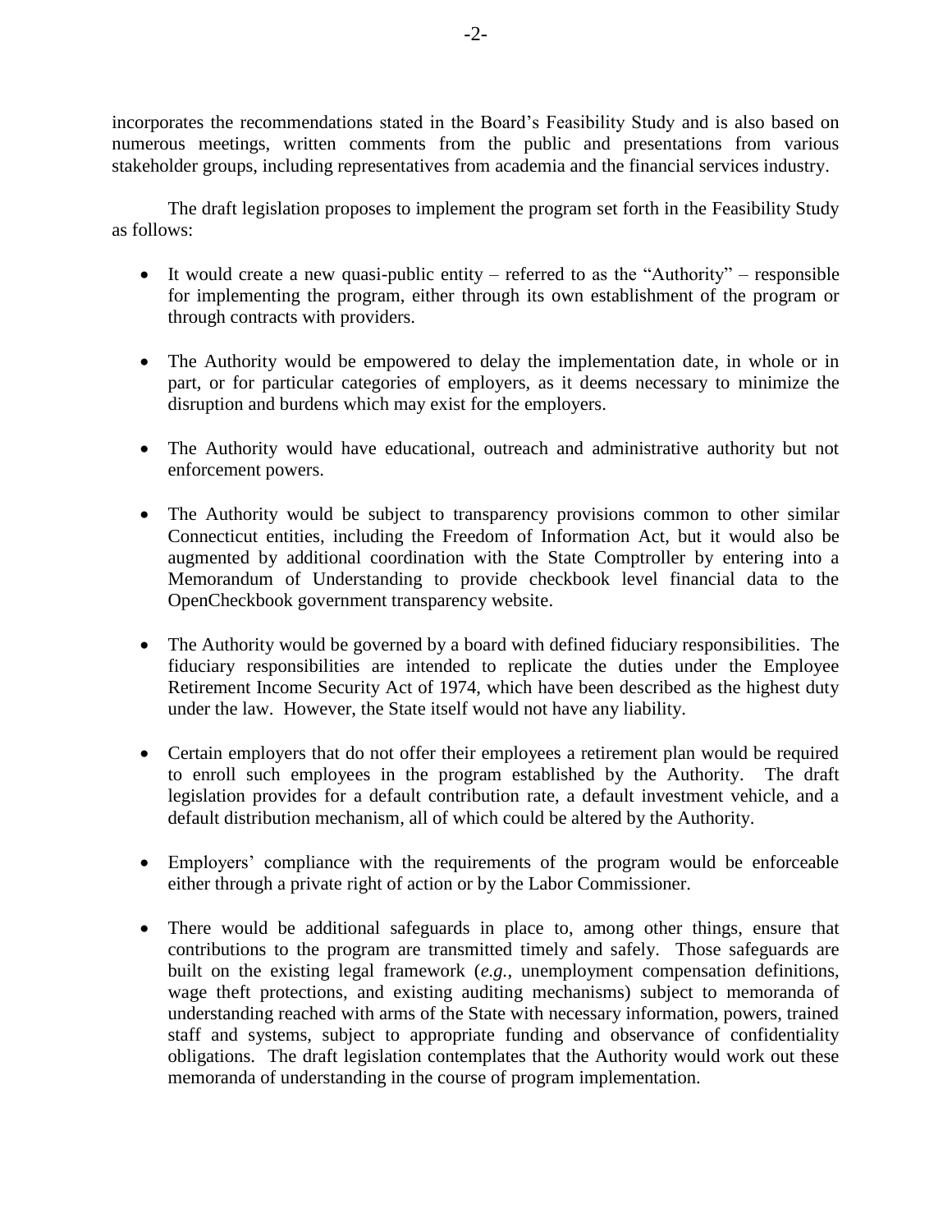incorporates the recommendations stated in the Board's Feasibility Study and is also based on numerous meetings, written comments from the public and presentations from various stakeholder groups, including representatives from academia and the financial services industry.

The draft legislation proposes to implement the program set forth in the Feasibility Study as follows:

- It would create a new quasi-public entity – referred to as the "Authority" – responsible for implementing the program, either through its own establishment of the program or through contracts with providers.

- The Authority would be empowered to delay the implementation date, in whole or in part, or for particular categories of employers, as it deems necessary to minimize the disruption and burdens which may exist for the employers.

- The Authority would have educational, outreach and administrative authority but not enforcement powers.

- The Authority would be subject to transparency provisions common to other similar Connecticut entities, including the Freedom of Information Act, but it would also be augmented by additional coordination with the State Comptroller by entering into a Memorandum of Understanding to provide checkbook level financial data to the OpenCheckbook government transparency website.

- The Authority would be governed by a board with defined fiduciary responsibilities. The fiduciary responsibilities are intended to replicate the duties under the Employee Retirement Income Security Act of 1974, which have been described as the highest duty under the law. However, the State itself would not have any liability.

- Certain employers that do not offer their employees a retirement plan would be required to enroll such employees in the program established by the Authority. The draft legislation provides for a default contribution rate, a default investment vehicle, and a default distribution mechanism, all of which could be altered by the Authority.

- Employers' compliance with the requirements of the program would be enforceable either through a private right of action or by the Labor Commissioner.

- There would be additional safeguards in place to, among other things, ensure that contributions to the program are transmitted timely and safely. Those safeguards are built on the existing legal framework (*e.g.*, unemployment compensation definitions, wage theft protections, and existing auditing mechanisms) subject to memoranda of understanding reached with arms of the State with necessary information, powers, trained staff and systems, subject to appropriate funding and observance of confidentiality obligations. The draft legislation contemplates that the Authority would work out these memoranda of understanding in the course of program implementation.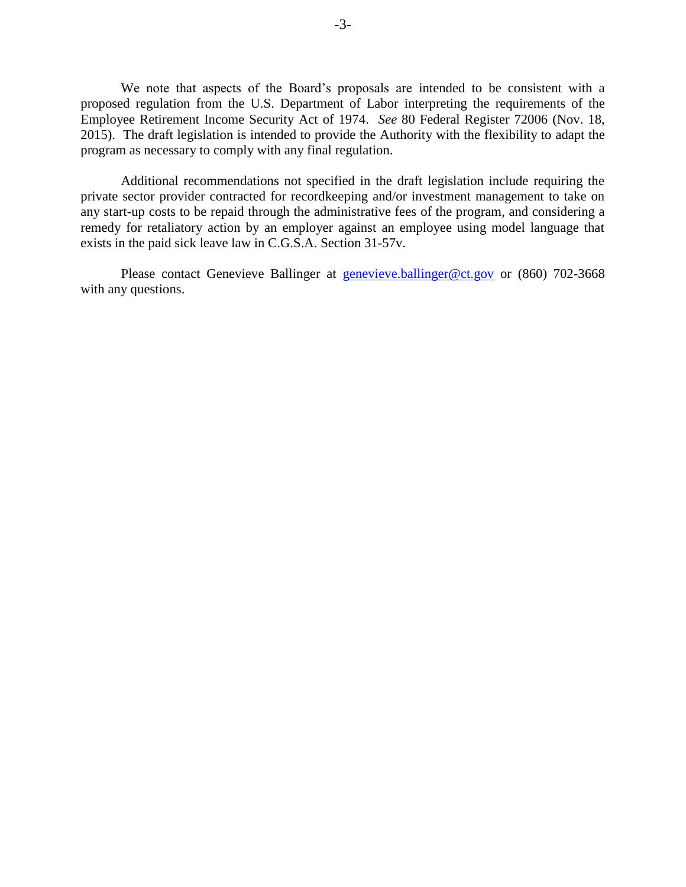We note that aspects of the Board's proposals are intended to be consistent with a proposed regulation from the U.S. Department of Labor interpreting the requirements of the Employee Retirement Income Security Act of 1974. *See* 80 Federal Register 72006 (Nov. 18, 2015). The draft legislation is intended to provide the Authority with the flexibility to adapt the program as necessary to comply with any final regulation.

Additional recommendations not specified in the draft legislation include requiring the private sector provider contracted for recordkeeping and/or investment management to take on any start-up costs to be repaid through the administrative fees of the program, and considering a remedy for retaliatory action by an employer against an employee using model language that exists in the paid sick leave law in C.G.S.A. Section 31-57v.

Please contact Genevieve Ballinger at [genevieve.ballinger@ct.gov](mailto:genevieve.ballinger@ct.gov) or (860) 702-3668 with any questions.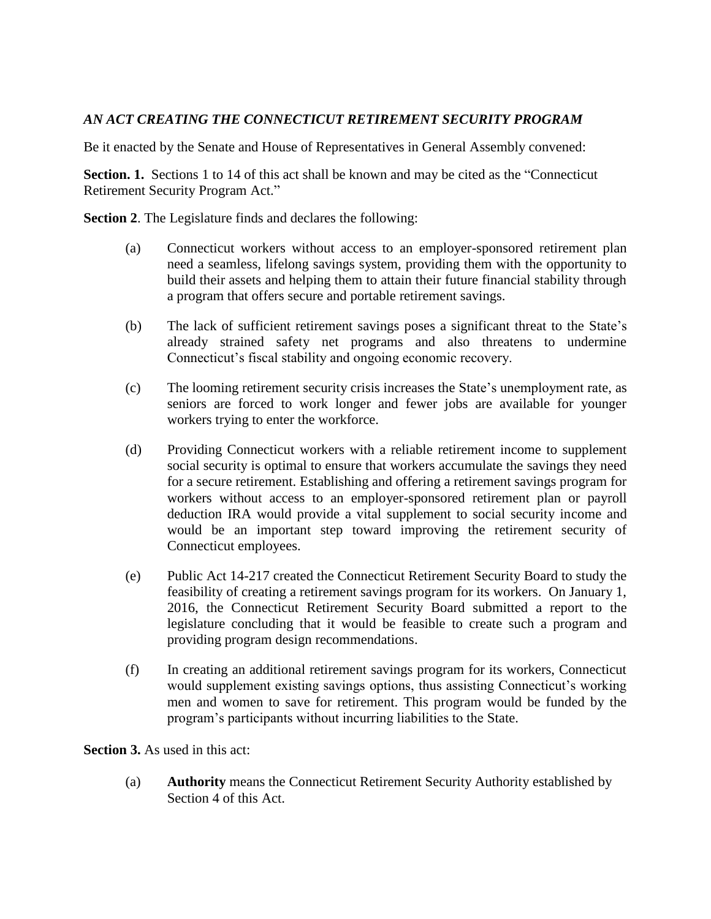***AN ACT CREATING THE CONNECTICUT RETIREMENT SECURITY PROGRAM***

Be it enacted by the Senate and House of Representatives in General Assembly convened:

**Section. 1.** Sections 1 to 14 of this act shall be known and may be cited as the "Connecticut Retirement Security Program Act."

**Section 2**. The Legislature finds and declares the following:

(a) Connecticut workers without access to an employer-sponsored retirement plan need a seamless, lifelong savings system, providing them with the opportunity to build their assets and helping them to attain their future financial stability through a program that offers secure and portable retirement savings.

(b) The lack of sufficient retirement savings poses a significant threat to the State's already strained safety net programs and also threatens to undermine Connecticut's fiscal stability and ongoing economic recovery.

(c) The looming retirement security crisis increases the State's unemployment rate, as seniors are forced to work longer and fewer jobs are available for younger workers trying to enter the workforce.

(d) Providing Connecticut workers with a reliable retirement income to supplement social security is optimal to ensure that workers accumulate the savings they need for a secure retirement. Establishing and offering a retirement savings program for workers without access to an employer-sponsored retirement plan or payroll deduction IRA would provide a vital supplement to social security income and would be an important step toward improving the retirement security of Connecticut employees.

(e) Public Act 14-217 created the Connecticut Retirement Security Board to study the feasibility of creating a retirement savings program for its workers. On January 1, 2016, the Connecticut Retirement Security Board submitted a report to the legislature concluding that it would be feasible to create such a program and providing program design recommendations.

(f) In creating an additional retirement savings program for its workers, Connecticut would supplement existing savings options, thus assisting Connecticut's working men and women to save for retirement. This program would be funded by the program's participants without incurring liabilities to the State.

**Section 3.** As used in this act:

(a) **Authority** means the Connecticut Retirement Security Authority established by Section 4 of this Act.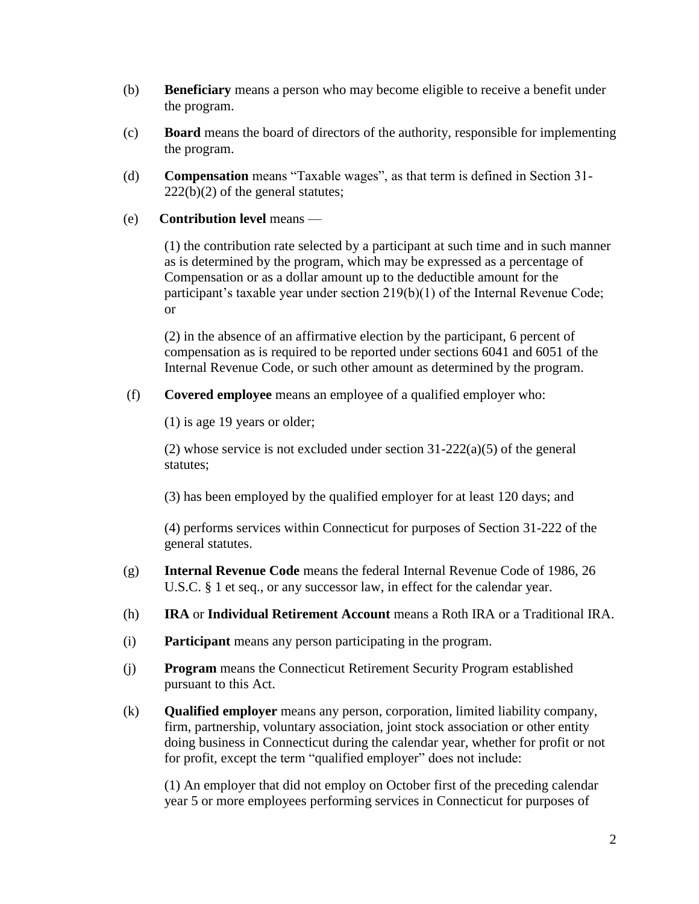(b) **Beneficiary** means a person who may become eligible to receive a benefit under the program.

(c) **Board** means the board of directors of the authority, responsible for implementing the program.

(d) **Compensation** means "Taxable wages", as that term is defined in Section 31-222(b)(2) of the general statutes;

(e) **Contribution level** means —

(1) the contribution rate selected by a participant at such time and in such manner as is determined by the program, which may be expressed as a percentage of Compensation or as a dollar amount up to the deductible amount for the participant's taxable year under section 219(b)(1) of the Internal Revenue Code; or

(2) in the absence of an affirmative election by the participant, 6 percent of compensation as is required to be reported under sections 6041 and 6051 of the Internal Revenue Code, or such other amount as determined by the program.

(f) **Covered employee** means an employee of a qualified employer who:

(1) is age 19 years or older;

(2) whose service is not excluded under section 31-222(a)(5) of the general statutes;

(3) has been employed by the qualified employer for at least 120 days; and

(4) performs services within Connecticut for purposes of Section 31-222 of the general statutes.

(g) **Internal Revenue Code** means the federal Internal Revenue Code of 1986, 26 U.S.C. § 1 et seq., or any successor law, in effect for the calendar year.

(h) **IRA** or **Individual Retirement Account** means a Roth IRA or a Traditional IRA.

(i) **Participant** means any person participating in the program.

(j) **Program** means the Connecticut Retirement Security Program established pursuant to this Act.

(k) **Qualified employer** means any person, corporation, limited liability company, firm, partnership, voluntary association, joint stock association or other entity doing business in Connecticut during the calendar year, whether for profit or not for profit, except the term "qualified employer" does not include:

(1) An employer that did not employ on October first of the preceding calendar year 5 or more employees performing services in Connecticut for purposes of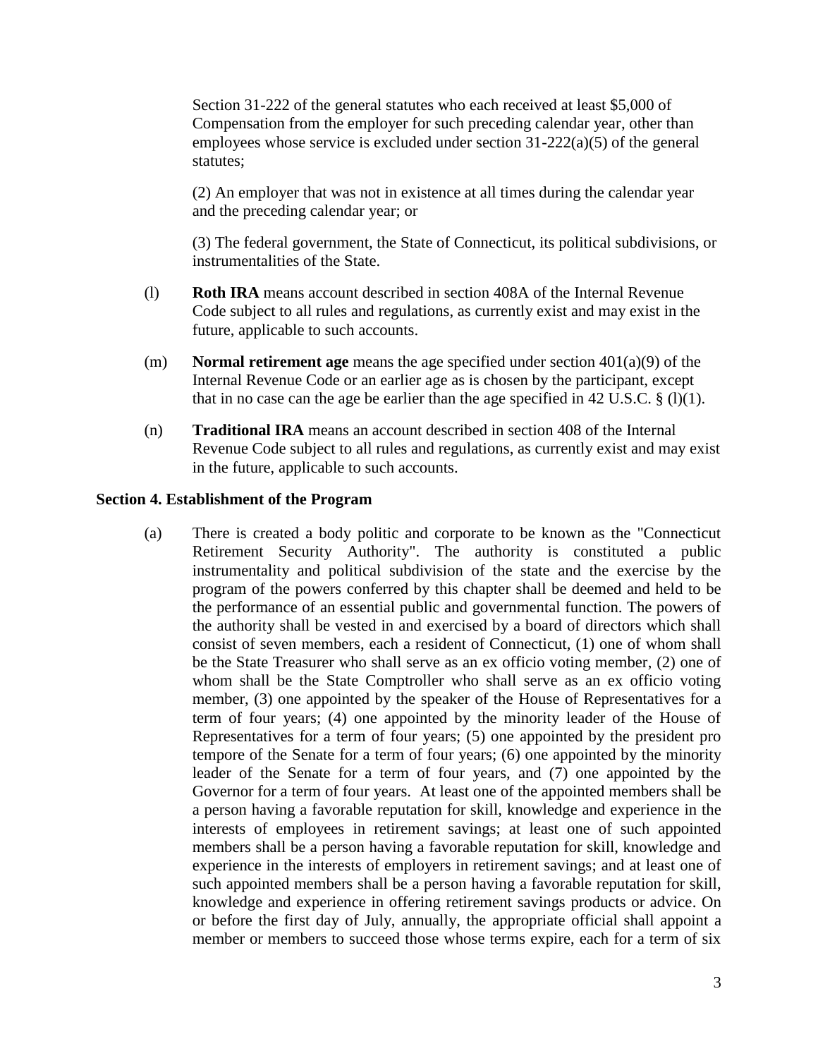Section 31-222 of the general statutes who each received at least $5,000 of Compensation from the employer for such preceding calendar year, other than employees whose service is excluded under section 31-222(a)(5) of the general statutes;

(2) An employer that was not in existence at all times during the calendar year and the preceding calendar year; or

(3) The federal government, the State of Connecticut, its political subdivisions, or instrumentalities of the State.

(l) **Roth IRA** means account described in section 408A of the Internal Revenue Code subject to all rules and regulations, as currently exist and may exist in the future, applicable to such accounts.

(m) **Normal retirement age** means the age specified under section 401(a)(9) of the Internal Revenue Code or an earlier age as is chosen by the participant, except that in no case can the age be earlier than the age specified in 42 U.S.C. § (l)(1).

(n) **Traditional IRA** means an account described in section 408 of the Internal Revenue Code subject to all rules and regulations, as currently exist and may exist in the future, applicable to such accounts.

**Section 4. Establishment of the Program**

(a) There is created a body politic and corporate to be known as the "Connecticut Retirement Security Authority". The authority is constituted a public instrumentality and political subdivision of the state and the exercise by the program of the powers conferred by this chapter shall be deemed and held to be the performance of an essential public and governmental function. The powers of the authority shall be vested in and exercised by a board of directors which shall consist of seven members, each a resident of Connecticut, (1) one of whom shall be the State Treasurer who shall serve as an ex officio voting member, (2) one of whom shall be the State Comptroller who shall serve as an ex officio voting member, (3) one appointed by the speaker of the House of Representatives for a term of four years; (4) one appointed by the minority leader of the House of Representatives for a term of four years; (5) one appointed by the president pro tempore of the Senate for a term of four years; (6) one appointed by the minority leader of the Senate for a term of four years, and (7) one appointed by the Governor for a term of four years. At least one of the appointed members shall be a person having a favorable reputation for skill, knowledge and experience in the interests of employees in retirement savings; at least one of such appointed members shall be a person having a favorable reputation for skill, knowledge and experience in the interests of employers in retirement savings; and at least one of such appointed members shall be a person having a favorable reputation for skill, knowledge and experience in offering retirement savings products or advice. On or before the first day of July, annually, the appropriate official shall appoint a member or members to succeed those whose terms expire, each for a term of six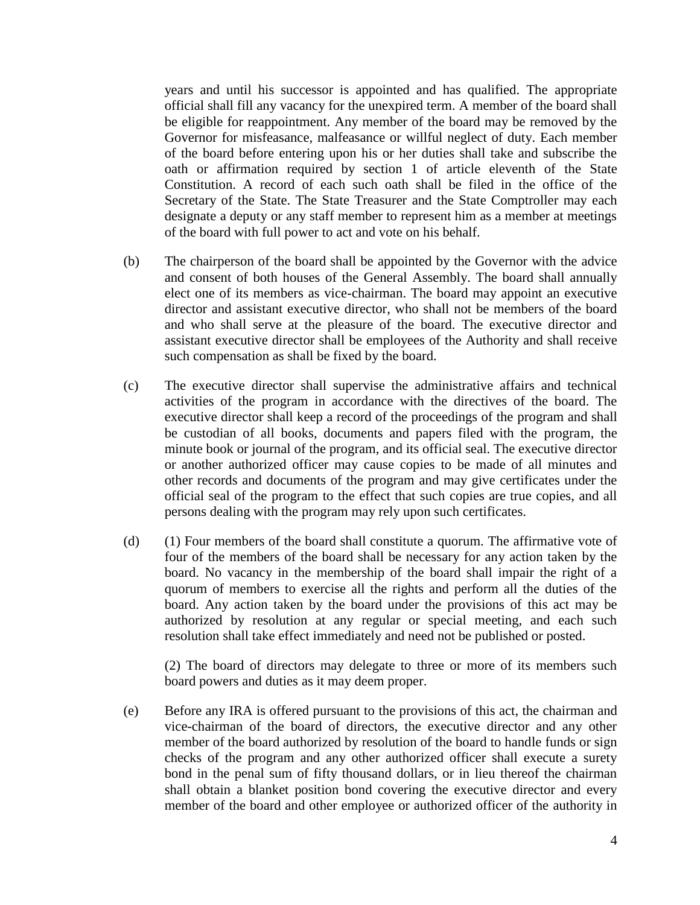years and until his successor is appointed and has qualified. The appropriate official shall fill any vacancy for the unexpired term. A member of the board shall be eligible for reappointment. Any member of the board may be removed by the Governor for misfeasance, malfeasance or willful neglect of duty. Each member of the board before entering upon his or her duties shall take and subscribe the oath or affirmation required by section 1 of article eleventh of the State Constitution. A record of each such oath shall be filed in the office of the Secretary of the State. The State Treasurer and the State Comptroller may each designate a deputy or any staff member to represent him as a member at meetings of the board with full power to act and vote on his behalf.

(b) The chairperson of the board shall be appointed by the Governor with the advice and consent of both houses of the General Assembly. The board shall annually elect one of its members as vice-chairman. The board may appoint an executive director and assistant executive director, who shall not be members of the board and who shall serve at the pleasure of the board. The executive director and assistant executive director shall be employees of the Authority and shall receive such compensation as shall be fixed by the board.

(c) The executive director shall supervise the administrative affairs and technical activities of the program in accordance with the directives of the board. The executive director shall keep a record of the proceedings of the program and shall be custodian of all books, documents and papers filed with the program, the minute book or journal of the program, and its official seal. The executive director or another authorized officer may cause copies to be made of all minutes and other records and documents of the program and may give certificates under the official seal of the program to the effect that such copies are true copies, and all persons dealing with the program may rely upon such certificates.

(d) (1) Four members of the board shall constitute a quorum. The affirmative vote of four of the members of the board shall be necessary for any action taken by the board. No vacancy in the membership of the board shall impair the right of a quorum of members to exercise all the rights and perform all the duties of the board. Any action taken by the board under the provisions of this act may be authorized by resolution at any regular or special meeting, and each such resolution shall take effect immediately and need not be published or posted.

(2) The board of directors may delegate to three or more of its members such board powers and duties as it may deem proper.

(e) Before any IRA is offered pursuant to the provisions of this act, the chairman and vice-chairman of the board of directors, the executive director and any other member of the board authorized by resolution of the board to handle funds or sign checks of the program and any other authorized officer shall execute a surety bond in the penal sum of fifty thousand dollars, or in lieu thereof the chairman shall obtain a blanket position bond covering the executive director and every member of the board and other employee or authorized officer of the authority in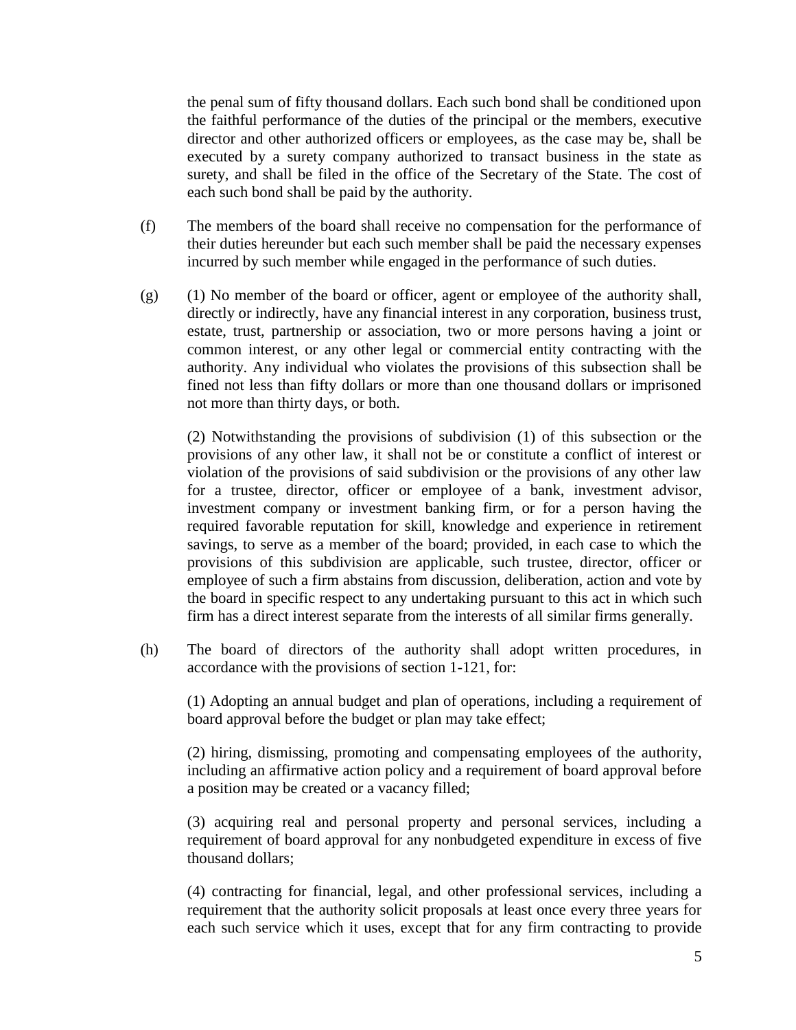the penal sum of fifty thousand dollars. Each such bond shall be conditioned upon the faithful performance of the duties of the principal or the members, executive director and other authorized officers or employees, as the case may be, shall be executed by a surety company authorized to transact business in the state as surety, and shall be filed in the office of the Secretary of the State. The cost of each such bond shall be paid by the authority.

(f) The members of the board shall receive no compensation for the performance of their duties hereunder but each such member shall be paid the necessary expenses incurred by such member while engaged in the performance of such duties.

(g) (1) No member of the board or officer, agent or employee of the authority shall, directly or indirectly, have any financial interest in any corporation, business trust, estate, trust, partnership or association, two or more persons having a joint or common interest, or any other legal or commercial entity contracting with the authority. Any individual who violates the provisions of this subsection shall be fined not less than fifty dollars or more than one thousand dollars or imprisoned not more than thirty days, or both.

(2) Notwithstanding the provisions of subdivision (1) of this subsection or the provisions of any other law, it shall not be or constitute a conflict of interest or violation of the provisions of said subdivision or the provisions of any other law for a trustee, director, officer or employee of a bank, investment advisor, investment company or investment banking firm, or for a person having the required favorable reputation for skill, knowledge and experience in retirement savings, to serve as a member of the board; provided, in each case to which the provisions of this subdivision are applicable, such trustee, director, officer or employee of such a firm abstains from discussion, deliberation, action and vote by the board in specific respect to any undertaking pursuant to this act in which such firm has a direct interest separate from the interests of all similar firms generally.

(h) The board of directors of the authority shall adopt written procedures, in accordance with the provisions of section 1-121, for:

(1) Adopting an annual budget and plan of operations, including a requirement of board approval before the budget or plan may take effect;

(2) hiring, dismissing, promoting and compensating employees of the authority, including an affirmative action policy and a requirement of board approval before a position may be created or a vacancy filled;

(3) acquiring real and personal property and personal services, including a requirement of board approval for any nonbudgeted expenditure in excess of five thousand dollars;

(4) contracting for financial, legal, and other professional services, including a requirement that the authority solicit proposals at least once every three years for each such service which it uses, except that for any firm contracting to provide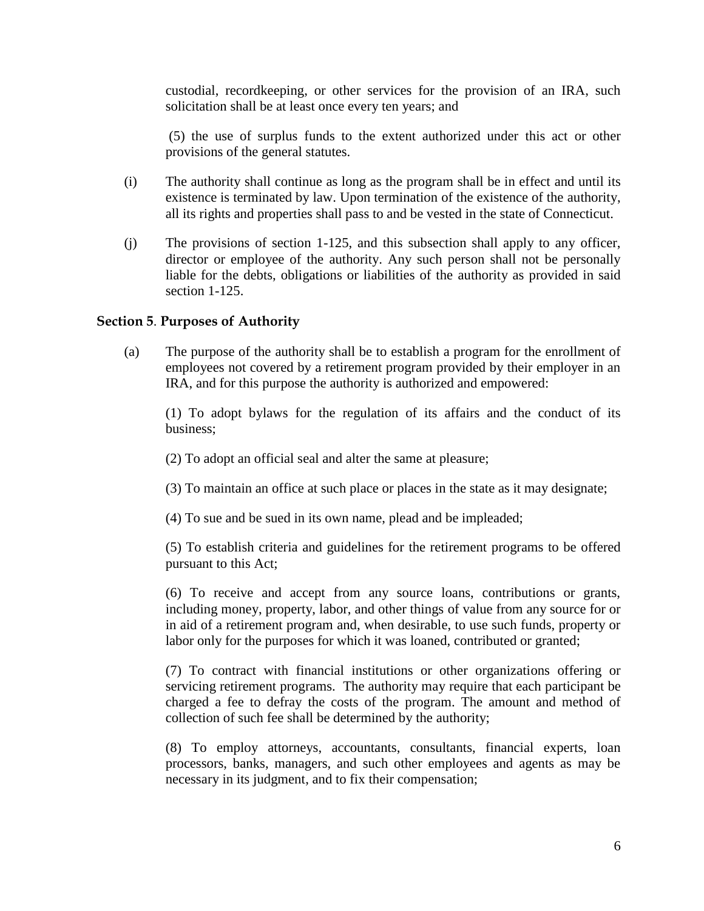custodial, recordkeeping, or other services for the provision of an IRA, such solicitation shall be at least once every ten years; and

(5) the use of surplus funds to the extent authorized under this act or other provisions of the general statutes.

(i) The authority shall continue as long as the program shall be in effect and until its existence is terminated by law. Upon termination of the existence of the authority, all its rights and properties shall pass to and be vested in the state of Connecticut.

(j) The provisions of section 1-125, and this subsection shall apply to any officer, director or employee of the authority. Any such person shall not be personally liable for the debts, obligations or liabilities of the authority as provided in said section 1-125.

**Section 5**. **Purposes of Authority**

(a) The purpose of the authority shall be to establish a program for the enrollment of employees not covered by a retirement program provided by their employer in an IRA, and for this purpose the authority is authorized and empowered:

(1) To adopt bylaws for the regulation of its affairs and the conduct of its business;

(2) To adopt an official seal and alter the same at pleasure;

(3) To maintain an office at such place or places in the state as it may designate;

(4) To sue and be sued in its own name, plead and be impleaded;

(5) To establish criteria and guidelines for the retirement programs to be offered pursuant to this Act;

(6) To receive and accept from any source loans, contributions or grants, including money, property, labor, and other things of value from any source for or in aid of a retirement program and, when desirable, to use such funds, property or labor only for the purposes for which it was loaned, contributed or granted;

(7) To contract with financial institutions or other organizations offering or servicing retirement programs. The authority may require that each participant be charged a fee to defray the costs of the program. The amount and method of collection of such fee shall be determined by the authority;

(8) To employ attorneys, accountants, consultants, financial experts, loan processors, banks, managers, and such other employees and agents as may be necessary in its judgment, and to fix their compensation;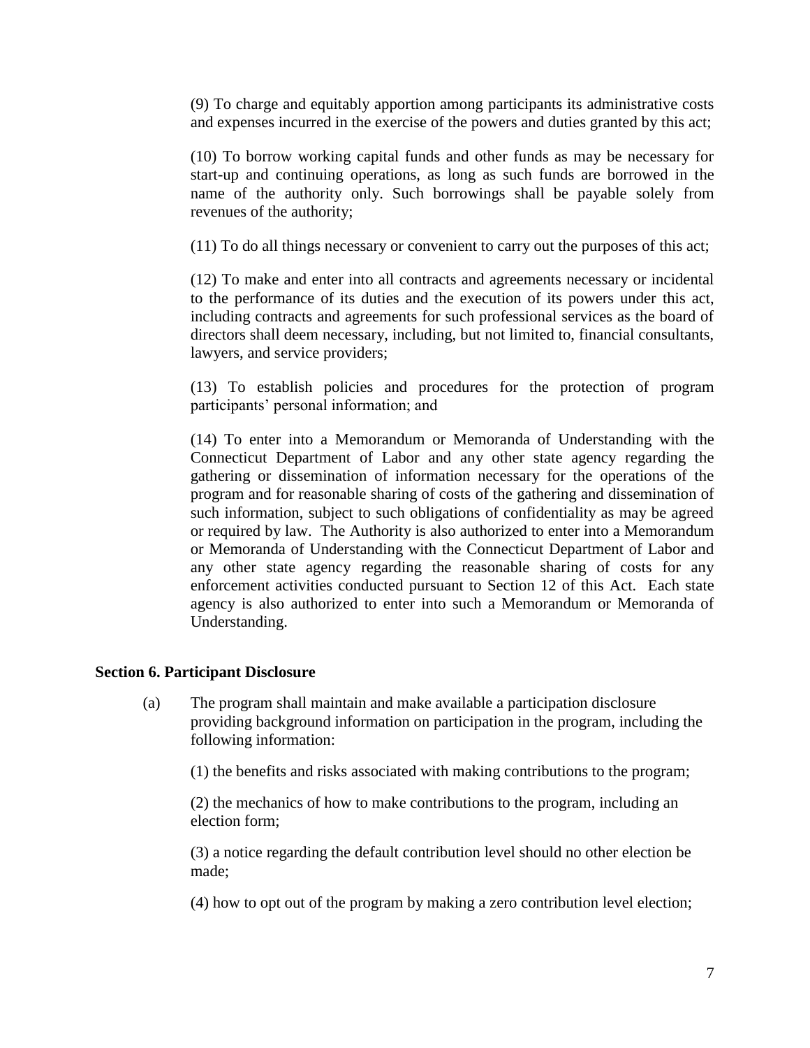(9) To charge and equitably apportion among participants its administrative costs and expenses incurred in the exercise of the powers and duties granted by this act;

(10) To borrow working capital funds and other funds as may be necessary for start-up and continuing operations, as long as such funds are borrowed in the name of the authority only. Such borrowings shall be payable solely from revenues of the authority;

(11) To do all things necessary or convenient to carry out the purposes of this act;

(12) To make and enter into all contracts and agreements necessary or incidental to the performance of its duties and the execution of its powers under this act, including contracts and agreements for such professional services as the board of directors shall deem necessary, including, but not limited to, financial consultants, lawyers, and service providers;

(13) To establish policies and procedures for the protection of program participants' personal information; and

(14) To enter into a Memorandum or Memoranda of Understanding with the Connecticut Department of Labor and any other state agency regarding the gathering or dissemination of information necessary for the operations of the program and for reasonable sharing of costs of the gathering and dissemination of such information, subject to such obligations of confidentiality as may be agreed or required by law. The Authority is also authorized to enter into a Memorandum or Memoranda of Understanding with the Connecticut Department of Labor and any other state agency regarding the reasonable sharing of costs for any enforcement activities conducted pursuant to Section 12 of this Act. Each state agency is also authorized to enter into such a Memorandum or Memoranda of Understanding.

**Section 6. Participant Disclosure**

(a) The program shall maintain and make available a participation disclosure providing background information on participation in the program, including the following information:

(1) the benefits and risks associated with making contributions to the program;

(2) the mechanics of how to make contributions to the program, including an election form;

(3) a notice regarding the default contribution level should no other election be made;

(4) how to opt out of the program by making a zero contribution level election;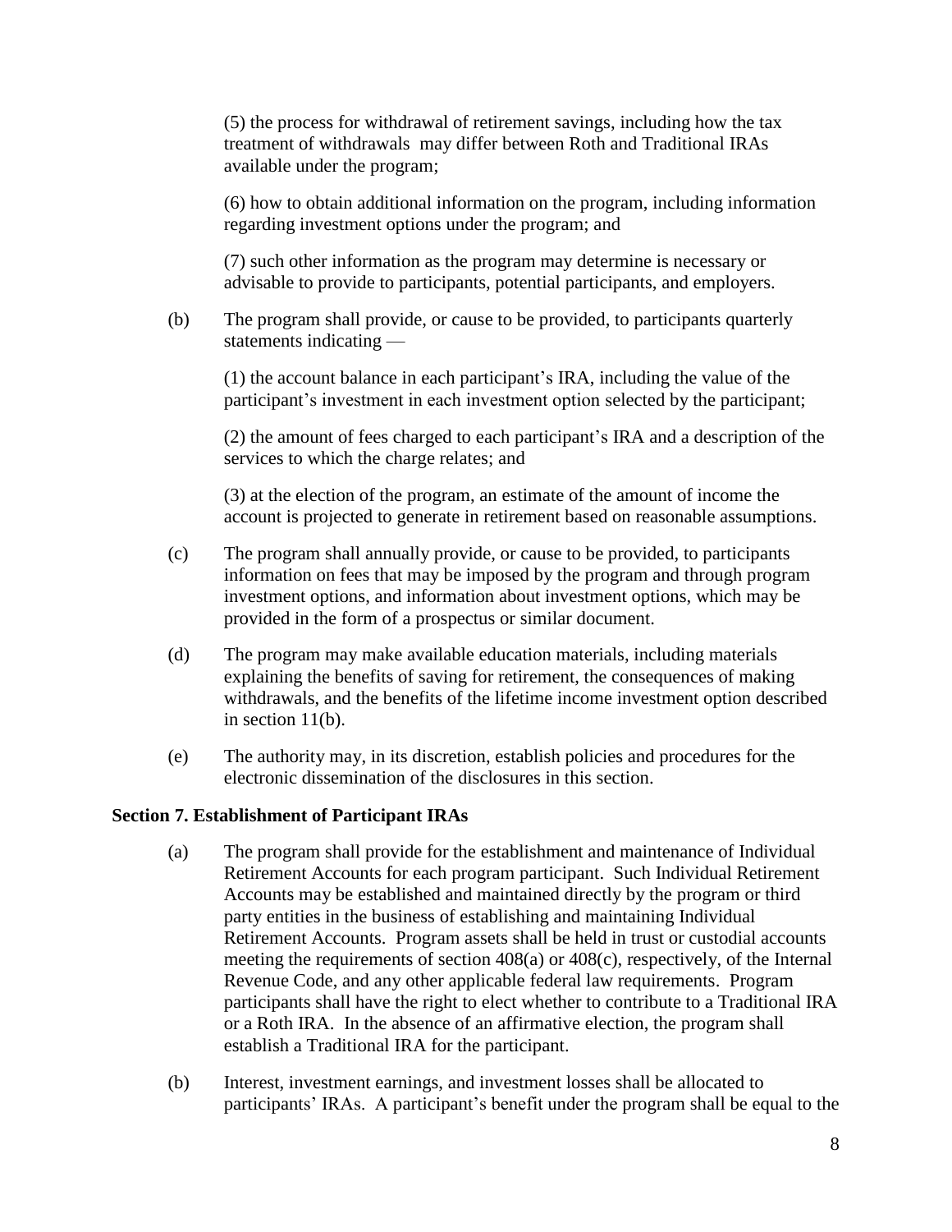(5) the process for withdrawal of retirement savings, including how the tax treatment of withdrawals may differ between Roth and Traditional IRAs available under the program;

(6) how to obtain additional information on the program, including information regarding investment options under the program; and

(7) such other information as the program may determine is necessary or advisable to provide to participants, potential participants, and employers.

(b) The program shall provide, or cause to be provided, to participants quarterly statements indicating —

(1) the account balance in each participant's IRA, including the value of the participant's investment in each investment option selected by the participant;

(2) the amount of fees charged to each participant's IRA and a description of the services to which the charge relates; and

(3) at the election of the program, an estimate of the amount of income the account is projected to generate in retirement based on reasonable assumptions.

(c) The program shall annually provide, or cause to be provided, to participants information on fees that may be imposed by the program and through program investment options, and information about investment options, which may be provided in the form of a prospectus or similar document.

(d) The program may make available education materials, including materials explaining the benefits of saving for retirement, the consequences of making withdrawals, and the benefits of the lifetime income investment option described in section 11(b).

(e) The authority may, in its discretion, establish policies and procedures for the electronic dissemination of the disclosures in this section.

**Section 7. Establishment of Participant IRAs**

(a) The program shall provide for the establishment and maintenance of Individual Retirement Accounts for each program participant. Such Individual Retirement Accounts may be established and maintained directly by the program or third party entities in the business of establishing and maintaining Individual Retirement Accounts. Program assets shall be held in trust or custodial accounts meeting the requirements of section 408(a) or 408(c), respectively, of the Internal Revenue Code, and any other applicable federal law requirements. Program participants shall have the right to elect whether to contribute to a Traditional IRA or a Roth IRA. In the absence of an affirmative election, the program shall establish a Traditional IRA for the participant.

(b) Interest, investment earnings, and investment losses shall be allocated to participants' IRAs. A participant's benefit under the program shall be equal to the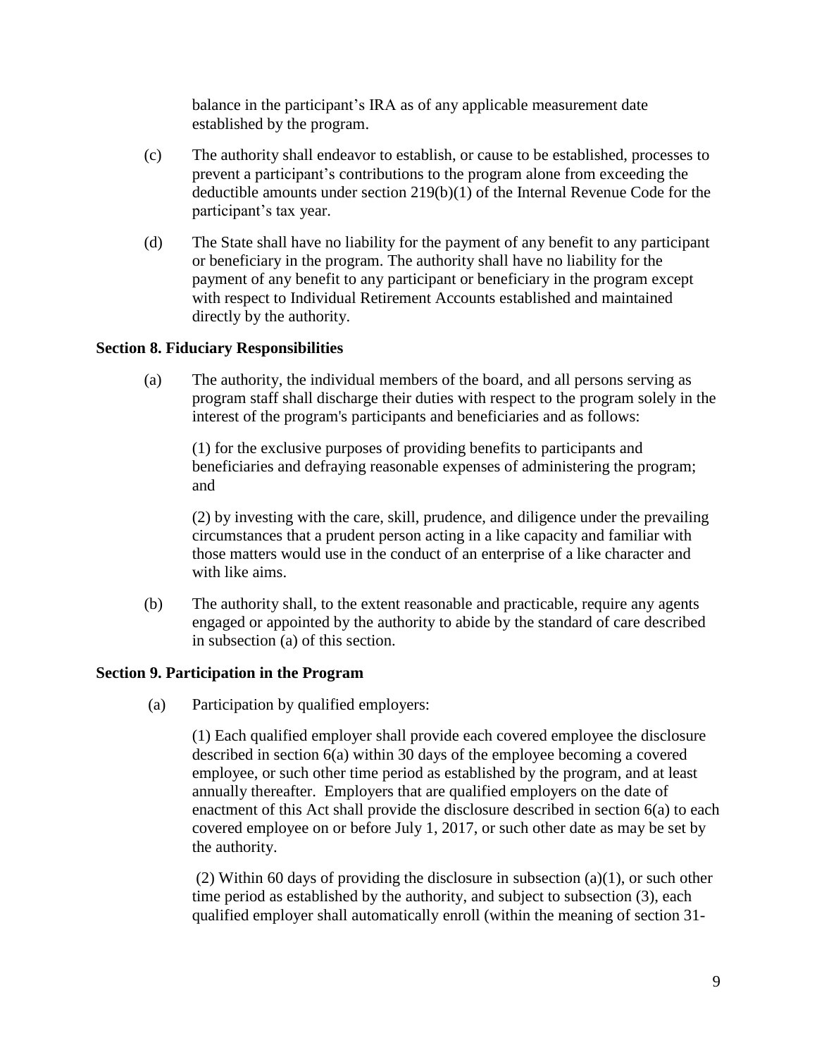balance in the participant's IRA as of any applicable measurement date established by the program.

(c) The authority shall endeavor to establish, or cause to be established, processes to prevent a participant's contributions to the program alone from exceeding the deductible amounts under section 219(b)(1) of the Internal Revenue Code for the participant's tax year.

(d) The State shall have no liability for the payment of any benefit to any participant or beneficiary in the program. The authority shall have no liability for the payment of any benefit to any participant or beneficiary in the program except with respect to Individual Retirement Accounts established and maintained directly by the authority.

**Section 8. Fiduciary Responsibilities**

(a) The authority, the individual members of the board, and all persons serving as program staff shall discharge their duties with respect to the program solely in the interest of the program's participants and beneficiaries and as follows:

(1) for the exclusive purposes of providing benefits to participants and beneficiaries and defraying reasonable expenses of administering the program; and

(2) by investing with the care, skill, prudence, and diligence under the prevailing circumstances that a prudent person acting in a like capacity and familiar with those matters would use in the conduct of an enterprise of a like character and with like aims.

(b) The authority shall, to the extent reasonable and practicable, require any agents engaged or appointed by the authority to abide by the standard of care described in subsection (a) of this section.

**Section 9. Participation in the Program**

(a) Participation by qualified employers:

(1) Each qualified employer shall provide each covered employee the disclosure described in section 6(a) within 30 days of the employee becoming a covered employee, or such other time period as established by the program, and at least annually thereafter. Employers that are qualified employers on the date of enactment of this Act shall provide the disclosure described in section 6(a) to each covered employee on or before July 1, 2017, or such other date as may be set by the authority.

(2) Within 60 days of providing the disclosure in subsection (a)(1), or such other time period as established by the authority, and subject to subsection (3), each qualified employer shall automatically enroll (within the meaning of section 31-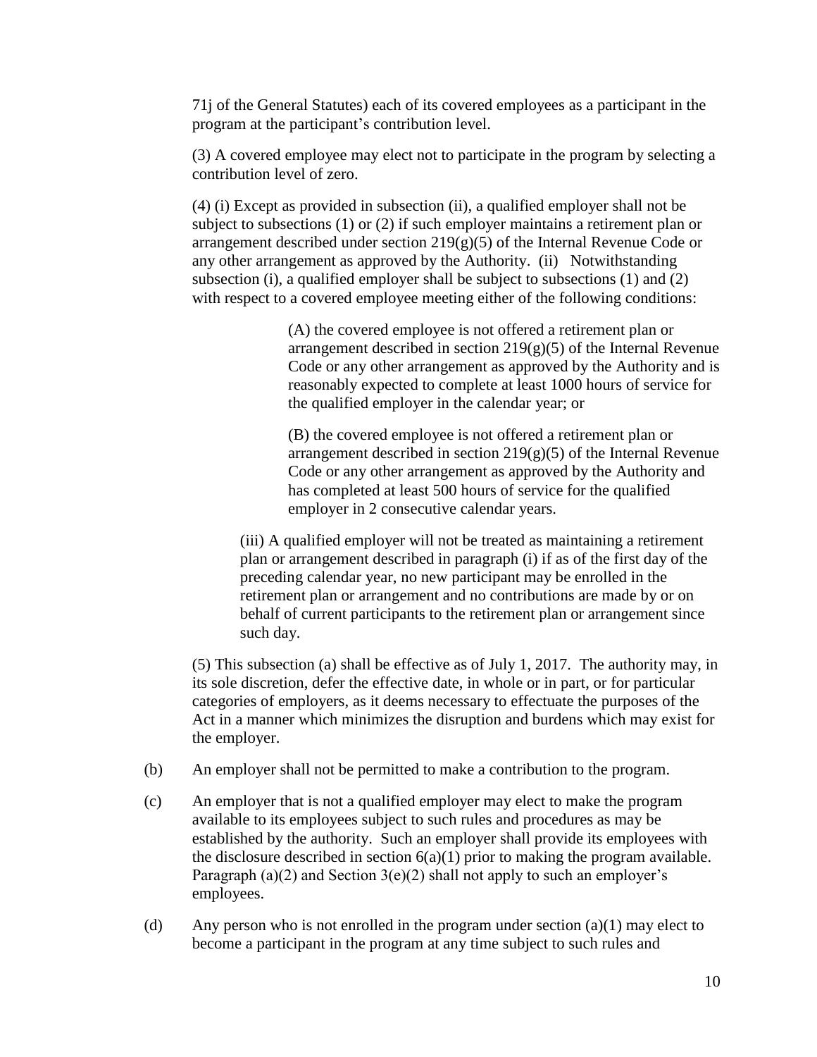71j of the General Statutes) each of its covered employees as a participant in the program at the participant's contribution level.

(3) A covered employee may elect not to participate in the program by selecting a contribution level of zero.

(4) (i) Except as provided in subsection (ii), a qualified employer shall not be subject to subsections (1) or (2) if such employer maintains a retirement plan or arrangement described under section 219(g)(5) of the Internal Revenue Code or any other arrangement as approved by the Authority. (ii) Notwithstanding subsection (i), a qualified employer shall be subject to subsections (1) and (2) with respect to a covered employee meeting either of the following conditions:

> (A) the covered employee is not offered a retirement plan or arrangement described in section 219(g)(5) of the Internal Revenue Code or any other arrangement as approved by the Authority and is reasonably expected to complete at least 1000 hours of service for the qualified employer in the calendar year; or
>
> (B) the covered employee is not offered a retirement plan or arrangement described in section 219(g)(5) of the Internal Revenue Code or any other arrangement as approved by the Authority and has completed at least 500 hours of service for the qualified employer in 2 consecutive calendar years.

(iii) A qualified employer will not be treated as maintaining a retirement plan or arrangement described in paragraph (i) if as of the first day of the preceding calendar year, no new participant may be enrolled in the retirement plan or arrangement and no contributions are made by or on behalf of current participants to the retirement plan or arrangement since such day.

(5) This subsection (a) shall be effective as of July 1, 2017. The authority may, in its sole discretion, defer the effective date, in whole or in part, or for particular categories of employers, as it deems necessary to effectuate the purposes of the Act in a manner which minimizes the disruption and burdens which may exist for the employer.

(b) An employer shall not be permitted to make a contribution to the program.

(c) An employer that is not a qualified employer may elect to make the program available to its employees subject to such rules and procedures as may be established by the authority. Such an employer shall provide its employees with the disclosure described in section 6(a)(1) prior to making the program available. Paragraph (a)(2) and Section 3(e)(2) shall not apply to such an employer's employees.

(d) Any person who is not enrolled in the program under section (a)(1) may elect to become a participant in the program at any time subject to such rules and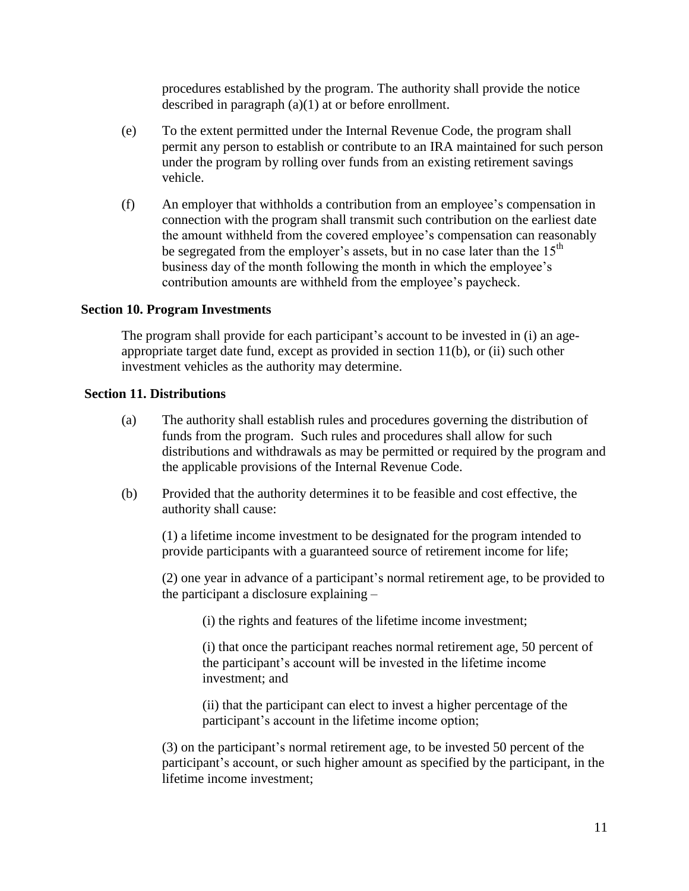procedures established by the program. The authority shall provide the notice described in paragraph (a)(1) at or before enrollment.

(e) To the extent permitted under the Internal Revenue Code, the program shall permit any person to establish or contribute to an IRA maintained for such person under the program by rolling over funds from an existing retirement savings vehicle.

(f) An employer that withholds a contribution from an employee's compensation in connection with the program shall transmit such contribution on the earliest date the amount withheld from the covered employee's compensation can reasonably be segregated from the employer's assets, but in no case later than the 15th business day of the month following the month in which the employee's contribution amounts are withheld from the employee's paycheck.

**Section 10. Program Investments**

The program shall provide for each participant's account to be invested in (i) an age-appropriate target date fund, except as provided in section 11(b), or (ii) such other investment vehicles as the authority may determine.

**Section 11. Distributions**

(a) The authority shall establish rules and procedures governing the distribution of funds from the program. Such rules and procedures shall allow for such distributions and withdrawals as may be permitted or required by the program and the applicable provisions of the Internal Revenue Code.

(b) Provided that the authority determines it to be feasible and cost effective, the authority shall cause:

(1) a lifetime income investment to be designated for the program intended to provide participants with a guaranteed source of retirement income for life;

(2) one year in advance of a participant's normal retirement age, to be provided to the participant a disclosure explaining –

(i) the rights and features of the lifetime income investment;

(i) that once the participant reaches normal retirement age, 50 percent of the participant's account will be invested in the lifetime income investment; and

(ii) that the participant can elect to invest a higher percentage of the participant's account in the lifetime income option;

(3) on the participant's normal retirement age, to be invested 50 percent of the participant's account, or such higher amount as specified by the participant, in the lifetime income investment;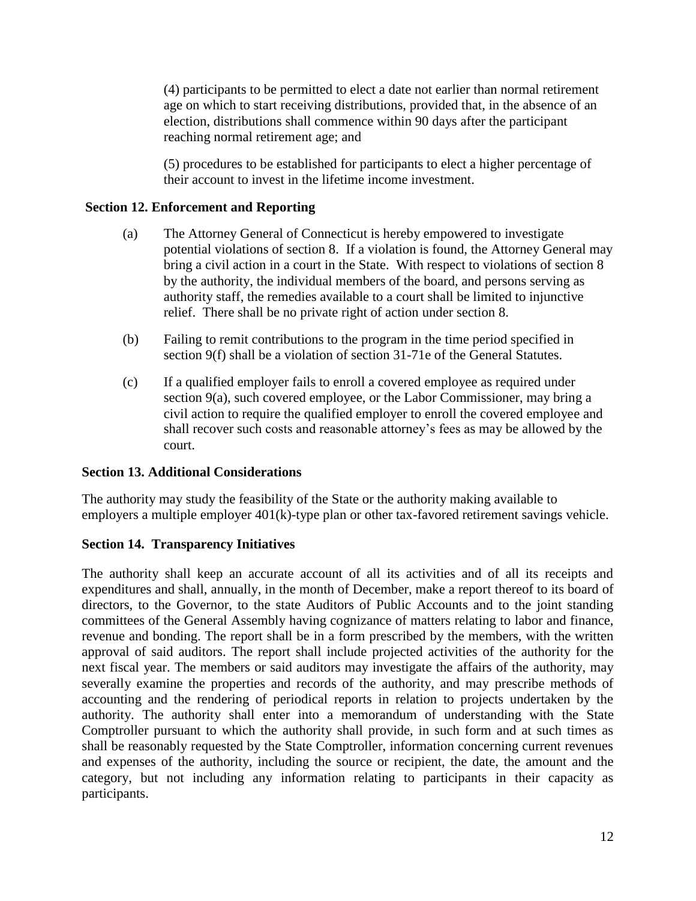(4) participants to be permitted to elect a date not earlier than normal retirement age on which to start receiving distributions, provided that, in the absence of an election, distributions shall commence within 90 days after the participant reaching normal retirement age; and

(5) procedures to be established for participants to elect a higher percentage of their account to invest in the lifetime income investment.

### Section 12. Enforcement and Reporting

(a) The Attorney General of Connecticut is hereby empowered to investigate potential violations of section 8. If a violation is found, the Attorney General may bring a civil action in a court in the State. With respect to violations of section 8 by the authority, the individual members of the board, and persons serving as authority staff, the remedies available to a court shall be limited to injunctive relief. There shall be no private right of action under section 8.

(b) Failing to remit contributions to the program in the time period specified in section 9(f) shall be a violation of section 31-71e of the General Statutes.

(c) If a qualified employer fails to enroll a covered employee as required under section 9(a), such covered employee, or the Labor Commissioner, may bring a civil action to require the qualified employer to enroll the covered employee and shall recover such costs and reasonable attorney's fees as may be allowed by the court.

### Section 13. Additional Considerations

The authority may study the feasibility of the State or the authority making available to employers a multiple employer 401(k)-type plan or other tax-favored retirement savings vehicle.

### Section 14. Transparency Initiatives

The authority shall keep an accurate account of all its activities and of all its receipts and expenditures and shall, annually, in the month of December, make a report thereof to its board of directors, to the Governor, to the state Auditors of Public Accounts and to the joint standing committees of the General Assembly having cognizance of matters relating to labor and finance, revenue and bonding. The report shall be in a form prescribed by the members, with the written approval of said auditors. The report shall include projected activities of the authority for the next fiscal year. The members or said auditors may investigate the affairs of the authority, may severally examine the properties and records of the authority, and may prescribe methods of accounting and the rendering of periodical reports in relation to projects undertaken by the authority. The authority shall enter into a memorandum of understanding with the State Comptroller pursuant to which the authority shall provide, in such form and at such times as shall be reasonably requested by the State Comptroller, information concerning current revenues and expenses of the authority, including the source or recipient, the date, the amount and the category, but not including any information relating to participants in their capacity as participants.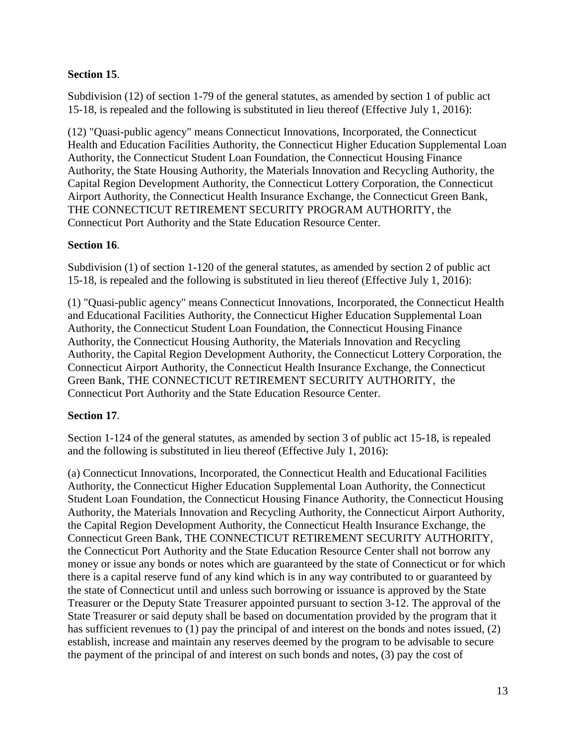**Section 15**.

Subdivision (12) of section 1-79 of the general statutes, as amended by section 1 of public act 15-18, is repealed and the following is substituted in lieu thereof (Effective July 1, 2016):

(12) "Quasi-public agency" means Connecticut Innovations, Incorporated, the Connecticut Health and Education Facilities Authority, the Connecticut Higher Education Supplemental Loan Authority, the Connecticut Student Loan Foundation, the Connecticut Housing Finance Authority, the State Housing Authority, the Materials Innovation and Recycling Authority, the Capital Region Development Authority, the Connecticut Lottery Corporation, the Connecticut Airport Authority, the Connecticut Health Insurance Exchange, the Connecticut Green Bank, THE CONNECTICUT RETIREMENT SECURITY PROGRAM AUTHORITY, the Connecticut Port Authority and the State Education Resource Center.

**Section 16**.

Subdivision (1) of section 1-120 of the general statutes, as amended by section 2 of public act 15-18, is repealed and the following is substituted in lieu thereof (Effective July 1, 2016):

(1) "Quasi-public agency" means Connecticut Innovations, Incorporated, the Connecticut Health and Educational Facilities Authority, the Connecticut Higher Education Supplemental Loan Authority, the Connecticut Student Loan Foundation, the Connecticut Housing Finance Authority, the Connecticut Housing Authority, the Materials Innovation and Recycling Authority, the Capital Region Development Authority, the Connecticut Lottery Corporation, the Connecticut Airport Authority, the Connecticut Health Insurance Exchange, the Connecticut Green Bank, THE CONNECTICUT RETIREMENT SECURITY AUTHORITY, the Connecticut Port Authority and the State Education Resource Center.

**Section 17**.

Section 1-124 of the general statutes, as amended by section 3 of public act 15-18, is repealed and the following is substituted in lieu thereof (Effective July 1, 2016):

(a) Connecticut Innovations, Incorporated, the Connecticut Health and Educational Facilities Authority, the Connecticut Higher Education Supplemental Loan Authority, the Connecticut Student Loan Foundation, the Connecticut Housing Finance Authority, the Connecticut Housing Authority, the Materials Innovation and Recycling Authority, the Connecticut Airport Authority, the Capital Region Development Authority, the Connecticut Health Insurance Exchange, the Connecticut Green Bank, THE CONNECTICUT RETIREMENT SECURITY AUTHORITY, the Connecticut Port Authority and the State Education Resource Center shall not borrow any money or issue any bonds or notes which are guaranteed by the state of Connecticut or for which there is a capital reserve fund of any kind which is in any way contributed to or guaranteed by the state of Connecticut until and unless such borrowing or issuance is approved by the State Treasurer or the Deputy State Treasurer appointed pursuant to section 3-12. The approval of the State Treasurer or said deputy shall be based on documentation provided by the program that it has sufficient revenues to (1) pay the principal of and interest on the bonds and notes issued, (2) establish, increase and maintain any reserves deemed by the program to be advisable to secure the payment of the principal of and interest on such bonds and notes, (3) pay the cost of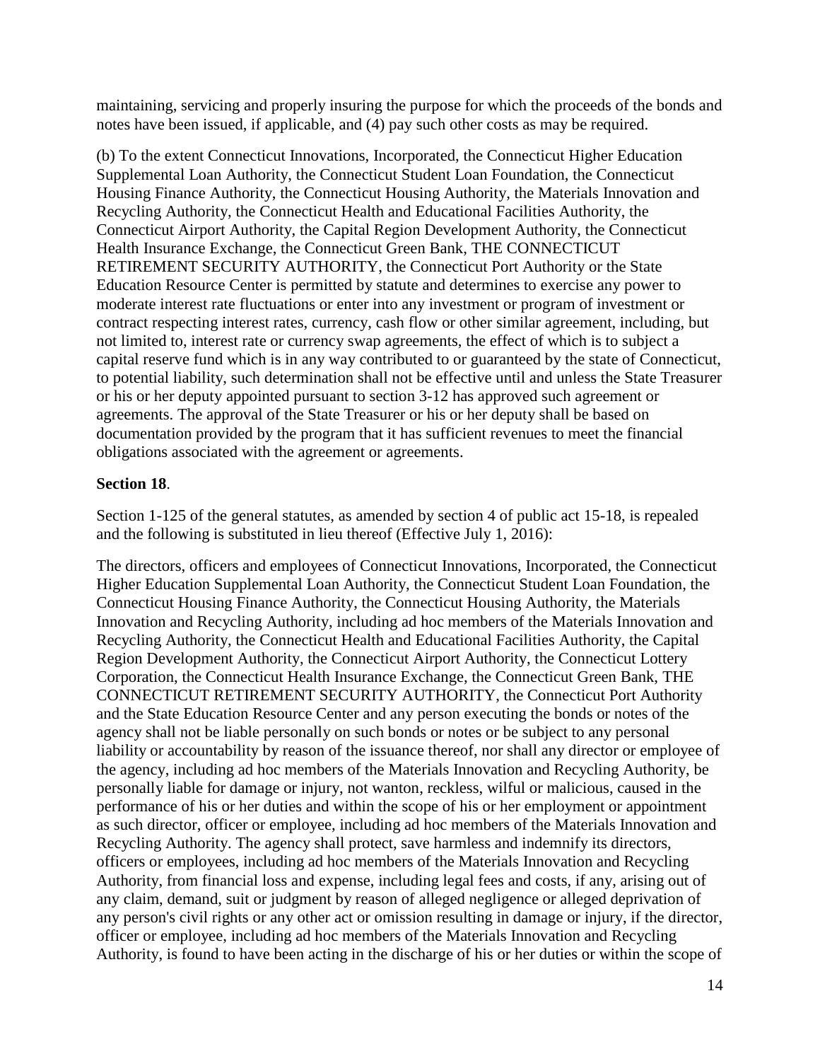maintaining, servicing and properly insuring the purpose for which the proceeds of the bonds and notes have been issued, if applicable, and (4) pay such other costs as may be required.

(b) To the extent Connecticut Innovations, Incorporated, the Connecticut Higher Education Supplemental Loan Authority, the Connecticut Student Loan Foundation, the Connecticut Housing Finance Authority, the Connecticut Housing Authority, the Materials Innovation and Recycling Authority, the Connecticut Health and Educational Facilities Authority, the Connecticut Airport Authority, the Capital Region Development Authority, the Connecticut Health Insurance Exchange, the Connecticut Green Bank, THE CONNECTICUT RETIREMENT SECURITY AUTHORITY, the Connecticut Port Authority or the State Education Resource Center is permitted by statute and determines to exercise any power to moderate interest rate fluctuations or enter into any investment or program of investment or contract respecting interest rates, currency, cash flow or other similar agreement, including, but not limited to, interest rate or currency swap agreements, the effect of which is to subject a capital reserve fund which is in any way contributed to or guaranteed by the state of Connecticut, to potential liability, such determination shall not be effective until and unless the State Treasurer or his or her deputy appointed pursuant to section 3-12 has approved such agreement or agreements. The approval of the State Treasurer or his or her deputy shall be based on documentation provided by the program that it has sufficient revenues to meet the financial obligations associated with the agreement or agreements.

**Section 18**.

Section 1-125 of the general statutes, as amended by section 4 of public act 15-18, is repealed and the following is substituted in lieu thereof (Effective July 1, 2016):

The directors, officers and employees of Connecticut Innovations, Incorporated, the Connecticut Higher Education Supplemental Loan Authority, the Connecticut Student Loan Foundation, the Connecticut Housing Finance Authority, the Connecticut Housing Authority, the Materials Innovation and Recycling Authority, including ad hoc members of the Materials Innovation and Recycling Authority, the Connecticut Health and Educational Facilities Authority, the Capital Region Development Authority, the Connecticut Airport Authority, the Connecticut Lottery Corporation, the Connecticut Health Insurance Exchange, the Connecticut Green Bank, THE CONNECTICUT RETIREMENT SECURITY AUTHORITY, the Connecticut Port Authority and the State Education Resource Center and any person executing the bonds or notes of the agency shall not be liable personally on such bonds or notes or be subject to any personal liability or accountability by reason of the issuance thereof, nor shall any director or employee of the agency, including ad hoc members of the Materials Innovation and Recycling Authority, be personally liable for damage or injury, not wanton, reckless, wilful or malicious, caused in the performance of his or her duties and within the scope of his or her employment or appointment as such director, officer or employee, including ad hoc members of the Materials Innovation and Recycling Authority. The agency shall protect, save harmless and indemnify its directors, officers or employees, including ad hoc members of the Materials Innovation and Recycling Authority, from financial loss and expense, including legal fees and costs, if any, arising out of any claim, demand, suit or judgment by reason of alleged negligence or alleged deprivation of any person's civil rights or any other act or omission resulting in damage or injury, if the director, officer or employee, including ad hoc members of the Materials Innovation and Recycling Authority, is found to have been acting in the discharge of his or her duties or within the scope of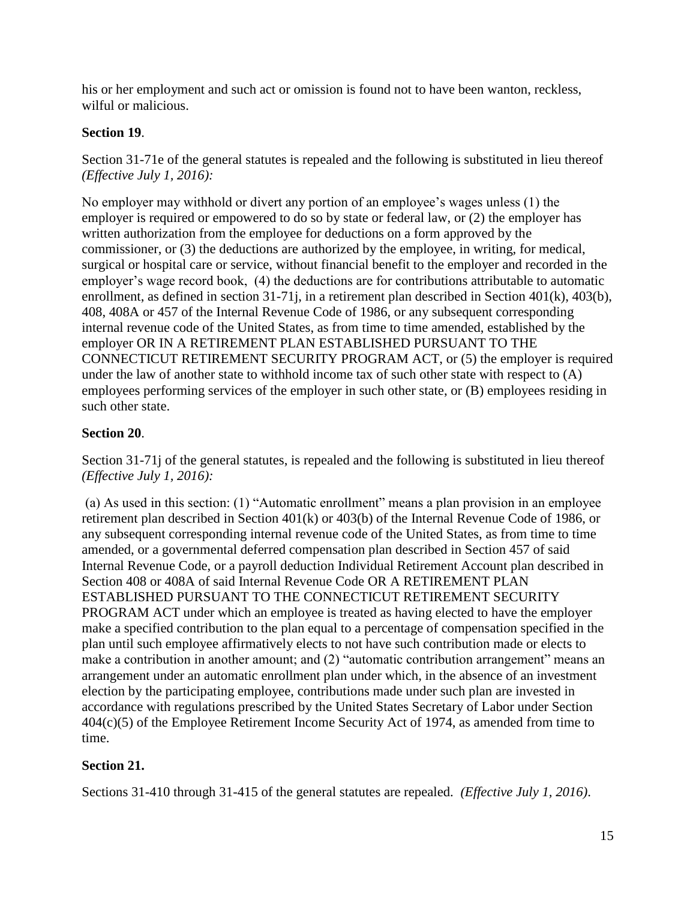his or her employment and such act or omission is found not to have been wanton, reckless, wilful or malicious.

**Section 19**.

Section 31-71e of the general statutes is repealed and the following is substituted in lieu thereof *(Effective July 1, 2016):*

No employer may withhold or divert any portion of an employee's wages unless (1) the employer is required or empowered to do so by state or federal law, or (2) the employer has written authorization from the employee for deductions on a form approved by the commissioner, or (3) the deductions are authorized by the employee, in writing, for medical, surgical or hospital care or service, without financial benefit to the employer and recorded in the employer's wage record book, (4) the deductions are for contributions attributable to automatic enrollment, as defined in section 31-71j, in a retirement plan described in Section 401(k), 403(b), 408, 408A or 457 of the Internal Revenue Code of 1986, or any subsequent corresponding internal revenue code of the United States, as from time to time amended, established by the employer OR IN A RETIREMENT PLAN ESTABLISHED PURSUANT TO THE CONNECTICUT RETIREMENT SECURITY PROGRAM ACT, or (5) the employer is required under the law of another state to withhold income tax of such other state with respect to (A) employees performing services of the employer in such other state, or (B) employees residing in such other state.

**Section 20**.

Section 31-71j of the general statutes, is repealed and the following is substituted in lieu thereof *(Effective July 1, 2016):*

(a) As used in this section: (1) "Automatic enrollment" means a plan provision in an employee retirement plan described in Section 401(k) or 403(b) of the Internal Revenue Code of 1986, or any subsequent corresponding internal revenue code of the United States, as from time to time amended, or a governmental deferred compensation plan described in Section 457 of said Internal Revenue Code, or a payroll deduction Individual Retirement Account plan described in Section 408 or 408A of said Internal Revenue Code OR A RETIREMENT PLAN ESTABLISHED PURSUANT TO THE CONNECTICUT RETIREMENT SECURITY PROGRAM ACT under which an employee is treated as having elected to have the employer make a specified contribution to the plan equal to a percentage of compensation specified in the plan until such employee affirmatively elects to not have such contribution made or elects to make a contribution in another amount; and (2) "automatic contribution arrangement" means an arrangement under an automatic enrollment plan under which, in the absence of an investment election by the participating employee, contributions made under such plan are invested in accordance with regulations prescribed by the United States Secretary of Labor under Section 404(c)(5) of the Employee Retirement Income Security Act of 1974, as amended from time to time.

**Section 21.**

Sections 31-410 through 31-415 of the general statutes are repealed. *(Effective July 1, 2016)*.